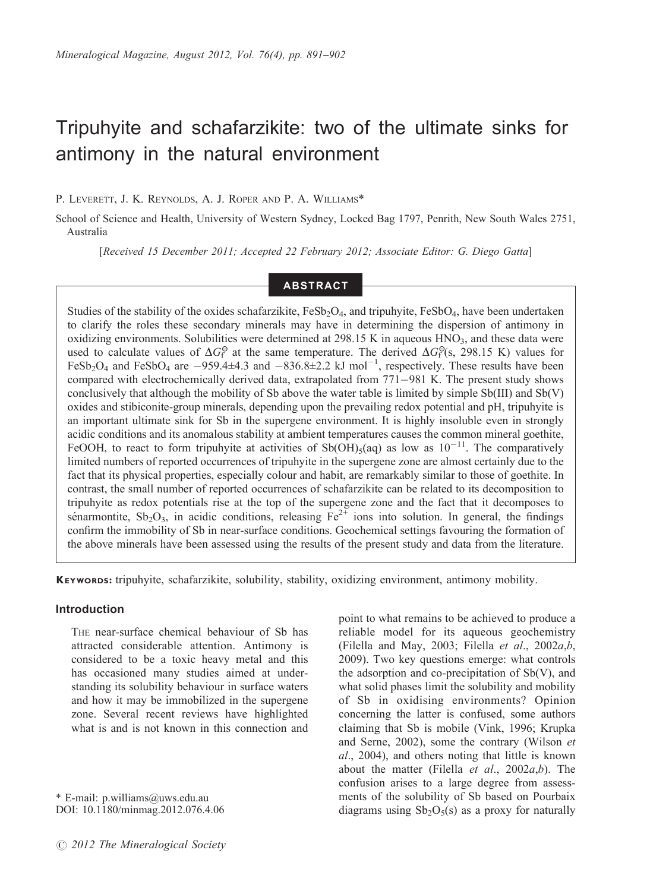# Tripuhyite and schafarzikite: two of the ultimate sinks for antimony in the natural environment

P. Leverett, J. K. Reynolds, A. J. Roper and P. A. Williams*

School of Science and Health, University of Western Sydney, Locked Bag 1797, Penrith, New South Wales 2751, Australia

[*Received 15 December 2011; Accepted 22 February 2012; Associate Editor: G. Diego Gatta*]

## ABSTRACT

Studies of the stability of the oxides schafarzikite, $FeSb_2O_4$, and tripuhyite, $FeSbO_4$, have been undertaken to clarify the roles these secondary minerals may have in determining the dispersion of antimony in oxidizing environments. Solubilities were determined at 298.15 K in aqueous $HNO_3$, and these data were used to calculate values of $\Delta G_f^\ominus$ at the same temperature. The derived $\Delta G_f^\ominus$(s, 298.15 K) values for $FeSb_2O_4$ and $FeSbO_4$ are $-959.4\pm4.3$ and $-836.8\pm2.2$ kJ mol$^{-1}$, respectively. These results have been compared with electrochemically derived data, extrapolated from 771−981 K. The present study shows conclusively that although the mobility of Sb above the water table is limited by simple Sb(III) and Sb(V) oxides and stibiconite-group minerals, depending upon the prevailing redox potential and pH, tripuhyite is an important ultimate sink for Sb in the supergene environment. It is highly insoluble even in strongly acidic conditions and its anomalous stability at ambient temperatures causes the common mineral goethite, FeOOH, to react to form tripuhyite at activities of $Sb(OH)_5$(aq) as low as $10^{-11}$. The comparatively limited numbers of reported occurrences of tripuhyite in the supergene zone are almost certainly due to the fact that its physical properties, especially colour and habit, are remarkably similar to those of goethite. In contrast, the small number of reported occurrences of schafarzikite can be related to its decomposition to tripuhyite as redox potentials rise at the top of the supergene zone and the fact that it decomposes to sénarmontite, $Sb_2O_3$, in acidic conditions, releasing $Fe^{2+}$ ions into solution. In general, the findings confirm the immobility of Sb in near-surface conditions. Geochemical settings favouring the formation of the above minerals have been assessed using the results of the present study and data from the literature.

**Keywords:** tripuhyite, schafarzikite, solubility, stability, oxidizing environment, antimony mobility.

## Introduction

The near-surface chemical behaviour of Sb has attracted considerable attention. Antimony is considered to be a toxic heavy metal and this has occasioned many studies aimed at understanding its solubility behaviour in surface waters and how it may be immobilized in the supergene zone. Several recent reviews have highlighted what is and is not known in this connection and point to what remains to be achieved to produce a reliable model for its aqueous geochemistry (Filella and May, 2003; Filella *et al*., 2002*a*,*b*, 2009). Two key questions emerge: what controls the adsorption and co-precipitation of Sb(V), and what solid phases limit the solubility and mobility of Sb in oxidising environments? Opinion concerning the latter is confused, some authors claiming that Sb is mobile (Vink, 1996; Krupka and Serne, 2002), some the contrary (Wilson *et al*., 2004), and others noting that little is known about the matter (Filella *et al*., 2002*a*,*b*). The confusion arises to a large degree from assessments of the solubility of Sb based on Pourbaix diagrams using $Sb_2O_5$(s) as a proxy for naturally

* E-mail: p.williams@uws.edu.au
DOI: 10.1180/minmag.2012.076.4.06

© 2012 The Mineralogical Society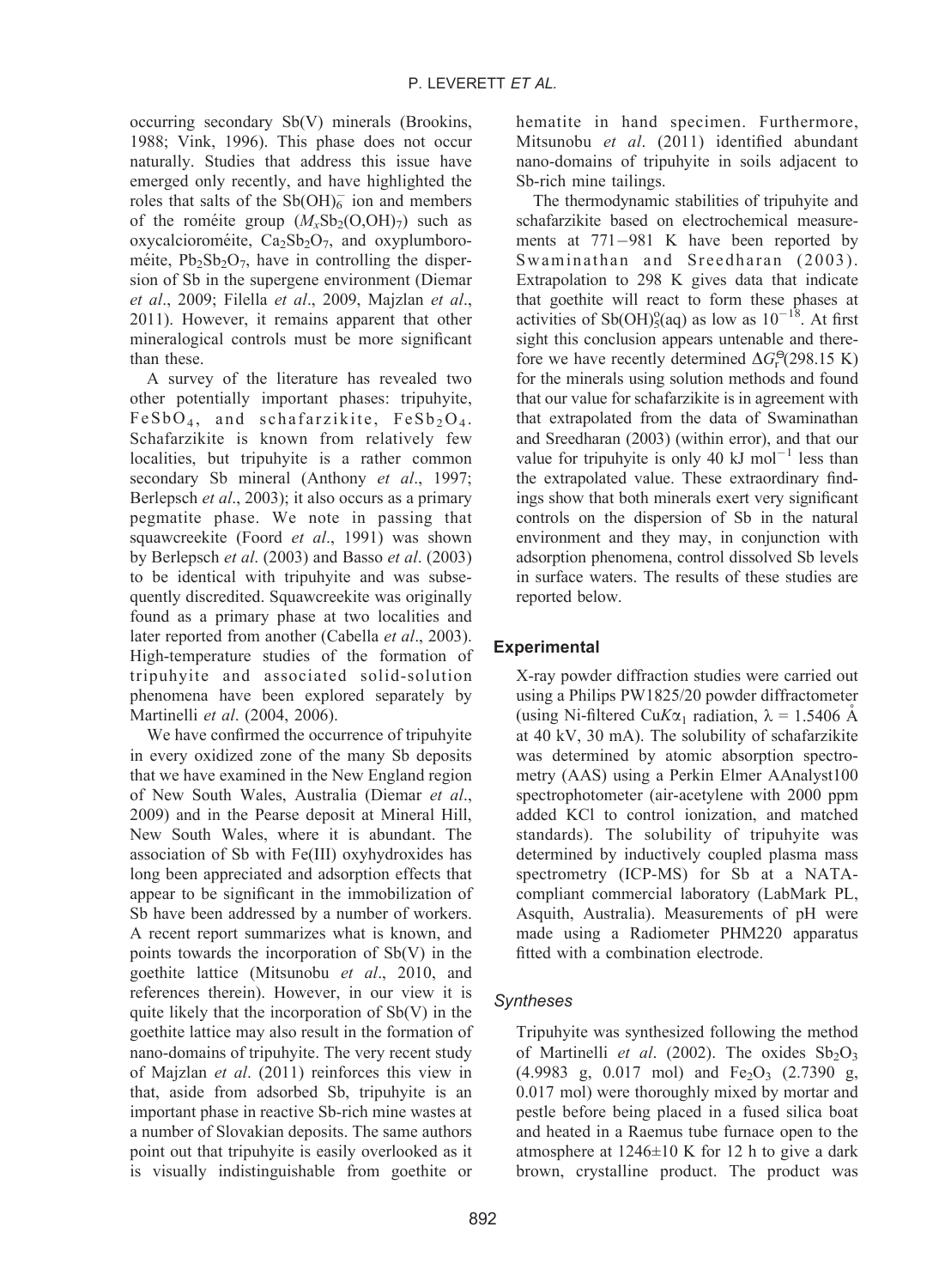occurring secondary Sb(V) minerals (Brookins, 1988; Vink, 1996). This phase does not occur naturally. Studies that address this issue have emerged only recently, and have highlighted the roles that salts of the $Sb(OH)_6^-$ ion and members of the roméite group ($M_xSb_2(O,OH)_7$) such as oxycalcioroméite, $Ca_2Sb_2O_7$, and oxyplumboroméite, $Pb_2Sb_2O_7$, have in controlling the dispersion of Sb in the supergene environment (Diemar *et al*., 2009; Filella *et al*., 2009, Majzlan *et al*., 2011). However, it remains apparent that other mineralogical controls must be more significant than these.

A survey of the literature has revealed two other potentially important phases: tripuhyite, $FeSbO_4$, and schafarzikite, $FeSb_2O_4$. Schafarzikite is known from relatively few localities, but tripuhyite is a rather common secondary Sb mineral (Anthony *et al*., 1997; Berlepsch *et al*., 2003); it also occurs as a primary pegmatite phase. We note in passing that squawcreekite (Foord *et al*., 1991) was shown by Berlepsch *et al*. (2003) and Basso *et al*. (2003) to be identical with tripuhyite and was subsequently discredited. Squawcreekite was originally found as a primary phase at two localities and later reported from another (Cabella *et al*., 2003). High-temperature studies of the formation of tripuhyite and associated solid-solution phenomena have been explored separately by Martinelli *et al*. (2004, 2006).

We have confirmed the occurrence of tripuhyite in every oxidized zone of the many Sb deposits that we have examined in the New England region of New South Wales, Australia (Diemar *et al*., 2009) and in the Pearse deposit at Mineral Hill, New South Wales, where it is abundant. The association of Sb with Fe(III) oxyhydroxides has long been appreciated and adsorption effects that appear to be significant in the immobilization of Sb have been addressed by a number of workers. A recent report summarizes what is known, and points towards the incorporation of Sb(V) in the goethite lattice (Mitsunobu *et al*., 2010, and references therein). However, in our view it is quite likely that the incorporation of Sb(V) in the goethite lattice may also result in the formation of nano-domains of tripuhyite. The very recent study of Majzlan *et al*. (2011) reinforces this view in that, aside from adsorbed Sb, tripuhyite is an important phase in reactive Sb-rich mine wastes at a number of Slovakian deposits. The same authors point out that tripuhyite is easily overlooked as it is visually indistinguishable from goethite or hematite in hand specimen. Furthermore, Mitsunobu *et al*. (2011) identified abundant nano-domains of tripuhyite in soils adjacent to Sb-rich mine tailings.

The thermodynamic stabilities of tripuhyite and schafarzikite based on electrochemical measurements at 771–981 K have been reported by Swaminathan and Sreedharan (2003). Extrapolation to 298 K gives data that indicate that goethite will react to form these phases at activities of $Sb(OH)_5^0(aq)$ as low as $10^{-18}$. At first sight this conclusion appears untenable and therefore we have recently determined $\Delta G_f^{\ominus}(298.15\text{ K})$ for the minerals using solution methods and found that our value for schafarzikite is in agreement with that extrapolated from the data of Swaminathan and Sreedharan (2003) (within error), and that our value for tripuhyite is only 40 kJ mol$^{-1}$ less than the extrapolated value. These extraordinary findings show that both minerals exert very significant controls on the dispersion of Sb in the natural environment and they may, in conjunction with adsorption phenomena, control dissolved Sb levels in surface waters. The results of these studies are reported below.

## Experimental

X-ray powder diffraction studies were carried out using a Philips PW1825/20 powder diffractometer (using Ni-filtered Cu$K\alpha_1$ radiation, $\lambda$ = 1.5406 Å at 40 kV, 30 mA). The solubility of schafarzikite was determined by atomic absorption spectrometry (AAS) using a Perkin Elmer AAnalyst100 spectrophotometer (air-acetylene with 2000 ppm added KCl to control ionization, and matched standards). The solubility of tripuhyite was determined by inductively coupled plasma mass spectrometry (ICP-MS) for Sb at a NATA-compliant commercial laboratory (LabMark PL, Asquith, Australia). Measurements of pH were made using a Radiometer PHM220 apparatus fitted with a combination electrode.

### *Syntheses*

Tripuhyite was synthesized following the method of Martinelli *et al*. (2002). The oxides $Sb_2O_3$ (4.9983 g, 0.017 mol) and $Fe_2O_3$ (2.7390 g, 0.017 mol) were thoroughly mixed by mortar and pestle before being placed in a fused silica boat and heated in a Raemus tube furnace open to the atmosphere at 1246±10 K for 12 h to give a dark brown, crystalline product. The product was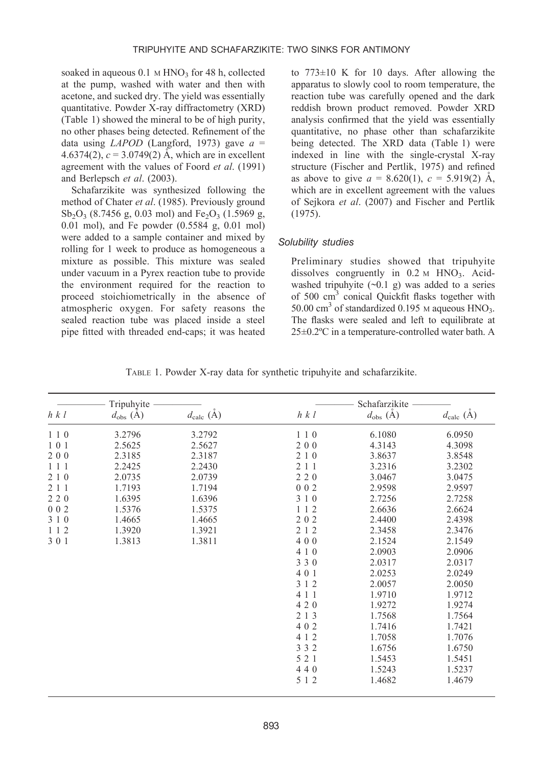soaked in aqueous 0.1 M $HNO_3$ for 48 h, collected at the pump, washed with water and then with acetone, and sucked dry. The yield was essentially quantitative. Powder X-ray diffractometry (XRD) (Table 1) showed the mineral to be of high purity, no other phases being detected. Refinement of the data using *LAPOD* (Langford, 1973) gave $a$ = 4.6374(2), $c$ = 3.0749(2) Å, which are in excellent agreement with the values of Foord *et al*. (1991) and Berlepsch *et al*. (2003).

Schafarzikite was synthesized following the method of Chater *et al*. (1985). Previously ground $Sb_2O_3$ (8.7456 g, 0.03 mol) and $Fe_2O_3$ (1.5969 g, 0.01 mol), and Fe powder (0.5584 g, 0.01 mol) were added to a sample container and mixed by rolling for 1 week to produce as homogeneous a mixture as possible. This mixture was sealed under vacuum in a Pyrex reaction tube to provide the environment required for the reaction to proceed stoichiometrically in the absence of atmospheric oxygen. For safety reasons the sealed reaction tube was placed inside a steel pipe fitted with threaded end-caps; it was heated to 773±10 K for 10 days. After allowing the apparatus to slowly cool to room temperature, the reaction tube was carefully opened and the dark reddish brown product removed. Powder XRD analysis confirmed that the yield was essentially quantitative, no phase other than schafarzikite being detected. The XRD data (Table 1) were indexed in line with the single-crystal X-ray structure (Fischer and Pertlik, 1975) and refined as above to give $a$ = 8.620(1), $c$ = 5.919(2) Å, which are in excellent agreement with the values of Sejkora *et al*. (2007) and Fischer and Pertlik (1975).

### Solubility studies

Preliminary studies showed that tripuhyite dissolves congruently in 0.2 M $HNO_3$. Acid-washed tripuhyite (~0.1 g) was added to a series of 500 $cm^3$ conical Quickfit flasks together with 50.00 $cm^3$ of standardized 0.195 M aqueous $HNO_3$. The flasks were sealed and left to equilibrate at 25±0.2ºC in a temperature-controlled water bath. A

TABLE 1. Powder X-ray data for synthetic tripuhyite and schafarzikite.

| Tripuhyite | | | Schafarzikite | | |
|---|---|---|---|---|---|
| *h k l* | $d_{obs}$ (Å) | $d_{calc}$ (Å) | *h k l* | $d_{obs}$ (Å) | $d_{calc}$ (Å) |
| 1 1 0 | 3.2796 | 3.2792 | 1 1 0 | 6.1080 | 6.0950 |
| 1 0 1 | 2.5625 | 2.5627 | 2 0 0 | 4.3143 | 4.3098 |
| 2 0 0 | 2.3185 | 2.3187 | 2 1 0 | 3.8637 | 3.8548 |
| 1 1 1 | 2.2425 | 2.2430 | 2 1 1 | 3.2316 | 3.2302 |
| 2 1 0 | 2.0735 | 2.0739 | 2 2 0 | 3.0467 | 3.0475 |
| 2 1 1 | 1.7193 | 1.7194 | 0 0 2 | 2.9598 | 2.9597 |
| 2 2 0 | 1.6395 | 1.6396 | 3 1 0 | 2.7256 | 2.7258 |
| 0 0 2 | 1.5376 | 1.5375 | 1 1 2 | 2.6636 | 2.6624 |
| 3 1 0 | 1.4665 | 1.4665 | 2 0 2 | 2.4400 | 2.4398 |
| 1 1 2 | 1.3920 | 1.3921 | 2 1 2 | 2.3458 | 2.3476 |
| 3 0 1 | 1.3813 | 1.3811 | 4 0 0 | 2.1524 | 2.1549 |
| | | | 4 1 0 | 2.0903 | 2.0906 |
| | | | 3 3 0 | 2.0317 | 2.0317 |
| | | | 4 0 1 | 2.0253 | 2.0249 |
| | | | 3 1 2 | 2.0057 | 2.0050 |
| | | | 4 1 1 | 1.9710 | 1.9712 |
| | | | 4 2 0 | 1.9272 | 1.9274 |
| | | | 2 1 3 | 1.7568 | 1.7564 |
| | | | 4 0 2 | 1.7416 | 1.7421 |
| | | | 4 1 2 | 1.7058 | 1.7076 |
| | | | 3 3 2 | 1.6756 | 1.6750 |
| | | | 5 2 1 | 1.5453 | 1.5451 |
| | | | 4 4 0 | 1.5243 | 1.5237 |
| | | | 5 1 2 | 1.4682 | 1.4679 |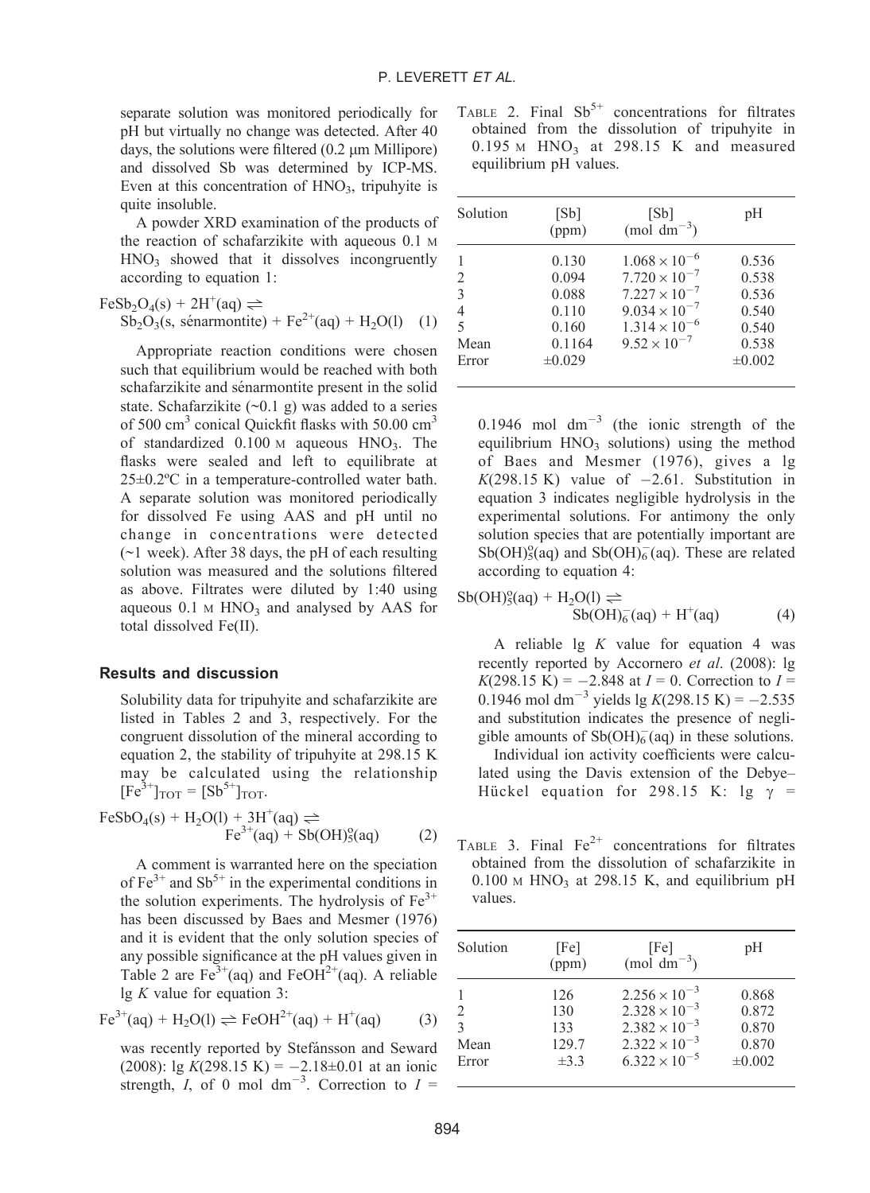separate solution was monitored periodically for pH but virtually no change was detected. After 40 days, the solutions were filtered (0.2 μm Millipore) and dissolved Sb was determined by ICP-MS. Even at this concentration of $HNO_3$, tripuhyite is quite insoluble.

A powder XRD examination of the products of the reaction of schafarzikite with aqueous 0.1 M $HNO_3$ showed that it dissolves incongruently according to equation 1:

$$FeSb_2O_4(s) + 2H^+(aq) \rightleftharpoons Sb_2O_3(s, \text{sénarmontite}) + Fe^{2+}(aq) + H_2O(l) \quad (1)$$

Appropriate reaction conditions were chosen such that equilibrium would be reached with both schafarzikite and sénarmontite present in the solid state. Schafarzikite (~0.1 g) was added to a series of 500 $cm^3$ conical Quickfit flasks with 50.00 $cm^3$ of standardized 0.100 M aqueous $HNO_3$. The flasks were sealed and left to equilibrate at 25±0.2ºC in a temperature-controlled water bath. A separate solution was monitored periodically for dissolved Fe using AAS and pH until no change in concentrations were detected (~1 week). After 38 days, the pH of each resulting solution was measured and the solutions filtered as above. Filtrates were diluted by 1:40 using aqueous 0.1 M $HNO_3$ and analysed by AAS for total dissolved Fe(II).

## Results and discussion

Solubility data for tripuhyite and schafarzikite are listed in Tables 2 and 3, respectively. For the congruent dissolution of the mineral according to equation 2, the stability of tripuhyite at 298.15 K may be calculated using the relationship $[Fe^{3+}]_{TOT} = [Sb^{5+}]_{TOT}$.

$$FeSbO_4(s) + H_2O(l) + 3H^+(aq) \rightleftharpoons Fe^{3+}(aq) + Sb(OH)_5^o(aq) \quad (2)$$

A comment is warranted here on the speciation of $Fe^{3+}$ and $Sb^{5+}$ in the experimental conditions in the solution experiments. The hydrolysis of $Fe^{3+}$ has been discussed by Baes and Mesmer (1976) and it is evident that the only solution species of any possible significance at the pH values given in Table 2 are $Fe^{3+}(aq)$ and $FeOH^{2+}(aq)$. A reliable lg $K$ value for equation 3:

$$Fe^{3+}(aq) + H_2O(l) \rightleftharpoons FeOH^{2+}(aq) + H^+(aq) \quad (3)$$

was recently reported by Stefánsson and Seward (2008): lg $K$(298.15 K) = −2.18±0.01 at an ionic strength, $I$, of 0 mol $dm^{-3}$. Correction to $I$ = 0.1946 mol $dm^{-3}$ (the ionic strength of the equilibrium $HNO_3$ solutions) using the method of Baes and Mesmer (1976), gives a lg $K$(298.15 K) value of −2.61. Substitution in equation 3 indicates negligible hydrolysis in the experimental solutions. For antimony the only solution species that are potentially important are $Sb(OH)_5^o(aq)$ and $Sb(OH)_6^-(aq)$. These are related according to equation 4:

$$Sb(OH)_5^o(aq) + H_2O(l) \rightleftharpoons Sb(OH)_6^-(aq) + H^+(aq) \quad (4)$$

A reliable lg $K$ value for equation 4 was recently reported by Accornero *et al*. (2008): lg $K$(298.15 K) = −2.848 at $I$ = 0. Correction to $I$ = 0.1946 mol $dm^{-3}$ yields lg $K$(298.15 K) = −2.535 and substitution indicates the presence of negligible amounts of $Sb(OH)_6^-(aq)$ in these solutions.

Individual ion activity coefficients were calculated using the Davis extension of the Debye–Hückel equation for 298.15 K: lg γ =

TABLE 2. Final $Sb^{5+}$ concentrations for filtrates obtained from the dissolution of tripuhyite in 0.195 M $HNO_3$ at 298.15 K and measured equilibrium pH values.

| Solution | [Sb] (ppm) | [Sb] (mol $dm^{-3}$) | pH |
|---|---|---|---|
| 1 | 0.130 | $1.068 \times 10^{-6}$ | 0.536 |
| 2 | 0.094 | $7.720 \times 10^{-7}$ | 0.538 |
| 3 | 0.088 | $7.227 \times 10^{-7}$ | 0.536 |
| 4 | 0.110 | $9.034 \times 10^{-7}$ | 0.540 |
| 5 | 0.160 | $1.314 \times 10^{-6}$ | 0.540 |
| Mean | 0.1164 | $9.52 \times 10^{-7}$ | 0.538 |
| Error | ±0.029 | | ±0.002 |

TABLE 3. Final $Fe^{2+}$ concentrations for filtrates obtained from the dissolution of schafarzikite in 0.100 M $HNO_3$ at 298.15 K, and equilibrium pH values.

| Solution | [Fe] (ppm) | [Fe] (mol $dm^{-3}$) | pH |
|---|---|---|---|
| 1 | 126 | $2.256 \times 10^{-3}$ | 0.868 |
| 2 | 130 | $2.328 \times 10^{-3}$ | 0.872 |
| 3 | 133 | $2.382 \times 10^{-3}$ | 0.870 |
| Mean | 129.7 | $2.322 \times 10^{-3}$ | 0.870 |
| Error | ±3.3 | $6.322 \times 10^{-5}$ | ±0.002 |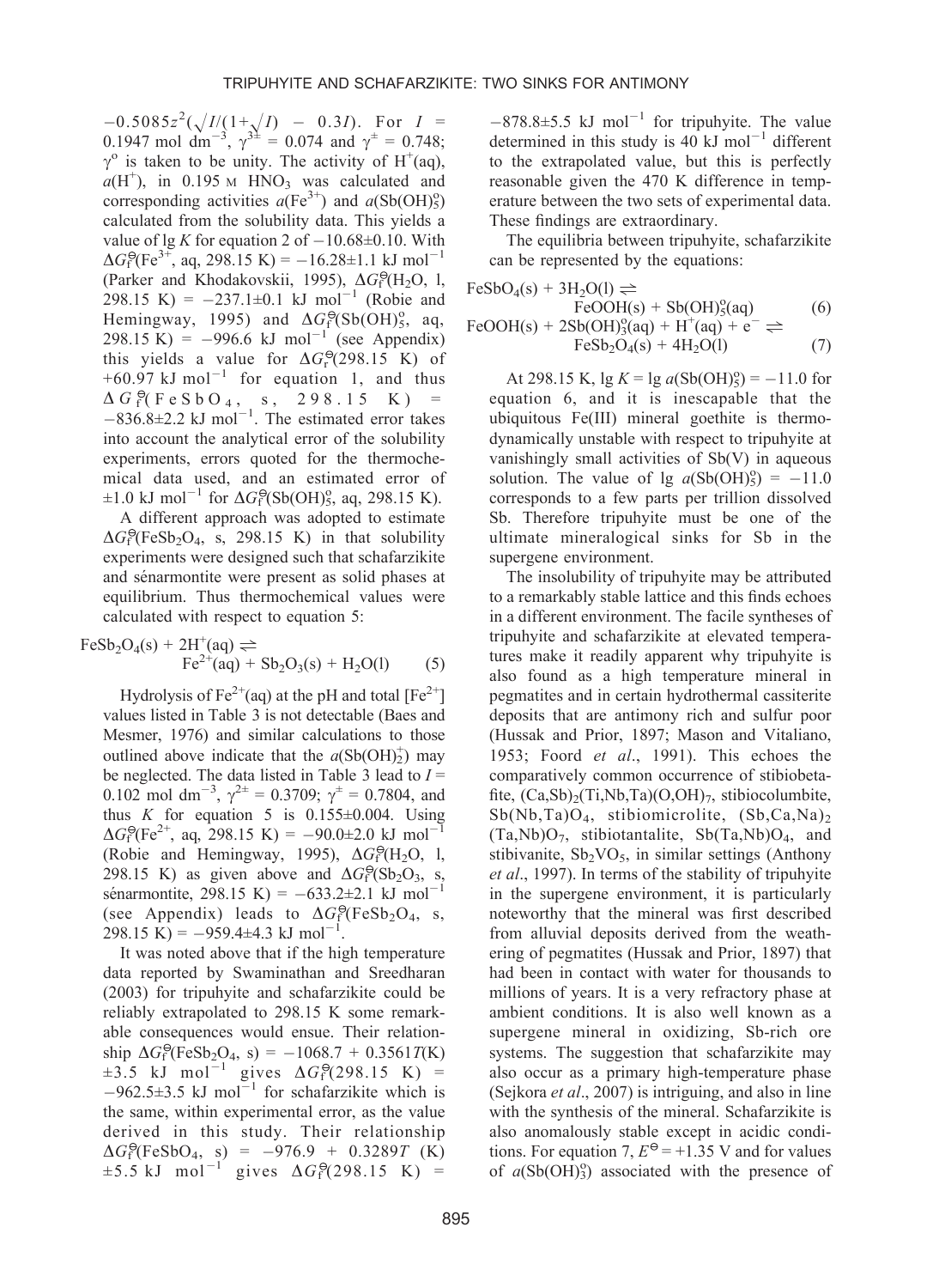$-0.5085z^2(\sqrt{I}/(1+\sqrt{I}) - 0.3I)$. For $I$ = 0.1947 mol dm$^{-3}$, $\gamma^{3\pm}$ = 0.074 and $\gamma^{\pm}$ = 0.748; $\gamma^{o}$ is taken to be unity. The activity of $H^+$(aq), $a(H^+)$, in 0.195 M $HNO_3$ was calculated and corresponding activities $a(Fe^{3+})$ and $a(Sb(OH)_5^o)$ calculated from the solubility data. This yields a value of lg $K$ for equation 2 of $-10.68\pm0.10$. With $\Delta G_f^{\ominus}(Fe^{3+}$, aq, 298.15 K) = $-16.28\pm1.1$ kJ mol$^{-1}$ (Parker and Khodakovskii, 1995), $\Delta G_f^{\ominus}(H_2O$, l, 298.15 K) = $-237.1\pm0.1$ kJ mol$^{-1}$ (Robie and Hemingway, 1995) and $\Delta G_f^{\ominus}(Sb(OH)_5^o$, aq, 298.15 K) = $-996.6$ kJ mol$^{-1}$ (see Appendix) this yields a value for $\Delta G_r^{\ominus}$(298.15 K) of +60.97 kJ mol$^{-1}$ for equation 1, and thus $\Delta G_f^{\ominus}(FeSbO_4$, s, 298.15 K) = $-836.8\pm2.2$ kJ mol$^{-1}$. The estimated error takes into account the analytical error of the solubility experiments, errors quoted for the thermochemical data used, and an estimated error of $\pm1.0$ kJ mol$^{-1}$ for $\Delta G_f^{\ominus}(Sb(OH)_5^o$, aq, 298.15 K).

A different approach was adopted to estimate $\Delta G_f^{\ominus}(FeSb_2O_4$, s, 298.15 K) in that solubility experiments were designed such that schafarzikite and sénarmontite were present as solid phases at equilibrium. Thus thermochemical values were calculated with respect to equation 5:

$$FeSb_2O_4(s) + 2H^+(aq) \rightleftharpoons Fe^{2+}(aq) + Sb_2O_3(s) + H_2O(l) \quad (5)$$

Hydrolysis of $Fe^{2+}$(aq) at the pH and total [$Fe^{2+}$] values listed in Table 3 is not detectable (Baes and Mesmer, 1976) and similar calculations to those outlined above indicate that the $a(Sb(OH)_2^+)$ may be neglected. The data listed in Table 3 lead to $I$ = 0.102 mol dm$^{-3}$, $\gamma^{2\pm}$ = 0.3709; $\gamma^{\pm}$ = 0.7804, and thus $K$ for equation 5 is $0.155\pm0.004$. Using $\Delta G_f^{\ominus}(Fe^{2+}$, aq, 298.15 K) = $-90.0\pm2.0$ kJ mol$^{-1}$ (Robie and Hemingway, 1995), $\Delta G_f^{\ominus}(H_2O$, l, 298.15 K) as given above and $\Delta G_f^{\ominus}(Sb_2O_3$, s, sénarmontite, 298.15 K) = $-633.2\pm2.1$ kJ mol$^{-1}$ (see Appendix) leads to $\Delta G_f^{\ominus}(FeSb_2O_4$, s, 298.15 K) = $-959.4\pm4.3$ kJ mol$^{-1}$.

It was noted above that if the high temperature data reported by Swaminathan and Sreedharan (2003) for tripuhyite and schafarzikite could be reliably extrapolated to 298.15 K some remarkable consequences would ensue. Their relationship $\Delta G_f^{\ominus}(FeSb_2O_4$, s) = $-1068.7 + 0.3561T$(K) $\pm3.5$ kJ mol$^{-1}$ gives $\Delta G_f^{\ominus}$(298.15 K) = $-962.5\pm3.5$ kJ mol$^{-1}$ for schafarzikite which is the same, within experimental error, as the value derived in this study. Their relationship $\Delta G_f^{\ominus}(FeSbO_4$, s) = $-976.9 + 0.3289T$ (K) $\pm5.5$ kJ mol$^{-1}$ gives $\Delta G_f^{\ominus}$(298.15 K) = $-878.8\pm5.5$ kJ mol$^{-1}$ for tripuhyite. The value determined in this study is 40 kJ mol$^{-1}$ different to the extrapolated value, but this is perfectly reasonable given the 470 K difference in temperature between the two sets of experimental data. These findings are extraordinary.

The equilibria between tripuhyite, schafarzikite can be represented by the equations:

$$FeSbO_4(s) + 3H_2O(l) \rightleftharpoons FeOOH(s) + Sb(OH)_5^o(aq) \quad (6)$$

$$FeOOH(s) + 2Sb(OH)_3^o(aq) + H^+(aq) + e^- \rightleftharpoons FeSb_2O_4(s) + 4H_2O(l) \quad (7)$$

At 298.15 K, lg $K$ = lg $a(Sb(OH)_5^o)$ = $-11.0$ for equation 6, and it is inescapable that the ubiquitous Fe(III) mineral goethite is thermodynamically unstable with respect to tripuhyite at vanishingly small activities of Sb(V) in aqueous solution. The value of lg $a(Sb(OH)_5^o)$ = $-11.0$ corresponds to a few parts per trillion dissolved Sb. Therefore tripuhyite must be one of the ultimate mineralogical sinks for Sb in the supergene environment.

The insolubility of tripuhyite may be attributed to a remarkably stable lattice and this finds echoes in a different environment. The facile syntheses of tripuhyite and schafarzikite at elevated temperatures make it readily apparent why tripuhyite is also found as a high temperature mineral in pegmatites and in certain hydrothermal cassiterite deposits that are antimony rich and sulfur poor (Hussak and Prior, 1897; Mason and Vitaliano, 1953; Foord *et al*., 1991). This echoes the comparatively common occurrence of stibiobetafite, $(Ca,Sb)_2(Ti,Nb,Ta)(O,OH)_7$, stibiocolumbite, $Sb(Nb,Ta)O_4$, stibiomicrolite, $(Sb,Ca,Na)_2(Ta,Nb)O_7$, stibiotantalite, $Sb(Ta,Nb)O_4$, and stibivanite, $Sb_2VO_5$, in similar settings (Anthony *et al*., 1997). In terms of the stability of tripuhyite in the supergene environment, it is particularly noteworthy that the mineral was first described from alluvial deposits derived from the weathering of pegmatites (Hussak and Prior, 1897) that had been in contact with water for thousands to millions of years. It is a very refractory phase at ambient conditions. It is also well known as a supergene mineral in oxidizing, Sb-rich ore systems. The suggestion that schafarzikite may also occur as a primary high-temperature phase (Sejkora *et al*., 2007) is intriguing, and also in line with the synthesis of the mineral. Schafarzikite is also anomalously stable except in acidic conditions. For equation 7, $E^{\ominus}$ = +1.35 V and for values of $a(Sb(OH)_3^o)$ associated with the presence of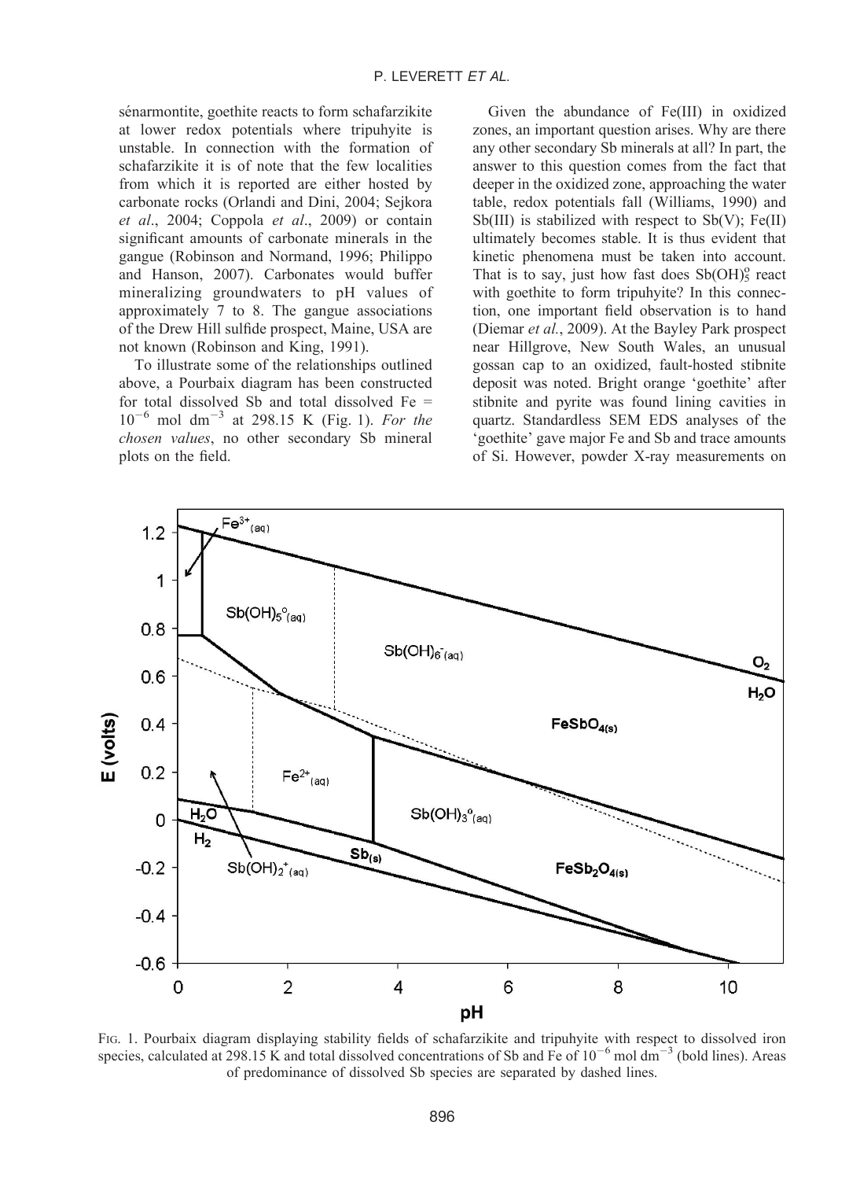sénarmontite, goethite reacts to form schafarzikite at lower redox potentials where tripuhyite is unstable. In connection with the formation of schafarzikite it is of note that the few localities from which it is reported are either hosted by carbonate rocks (Orlandi and Dini, 2004; Sejkora *et al*., 2004; Coppola *et al*., 2009) or contain significant amounts of carbonate minerals in the gangue (Robinson and Normand, 1996; Philippo and Hanson, 2007). Carbonates would buffer mineralizing groundwaters to pH values of approximately 7 to 8. The gangue associations of the Drew Hill sulfide prospect, Maine, USA are not known (Robinson and King, 1991).

To illustrate some of the relationships outlined above, a Pourbaix diagram has been constructed for total dissolved Sb and total dissolved Fe = $10^{-6}$ mol dm$^{-3}$ at 298.15 K (Fig. 1). *For the chosen values*, no other secondary Sb mineral plots on the field.

Given the abundance of Fe(III) in oxidized zones, an important question arises. Why are there any other secondary Sb minerals at all? In part, the answer to this question comes from the fact that deeper in the oxidized zone, approaching the water table, redox potentials fall (Williams, 1990) and Sb(III) is stabilized with respect to Sb(V); Fe(II) ultimately becomes stable. It is thus evident that kinetic phenomena must be taken into account. That is to say, just how fast does $Sb(OH)_5^o$ react with goethite to form tripuhyite? In this connection, one important field observation is to hand (Diemar *et al*., 2009). At the Bayley Park prospect near Hillgrove, New South Wales, an unusual gossan cap to an oxidized, fault-hosted stibnite deposit was noted. Bright orange 'goethite' after stibnite and pyrite was found lining cavities in quartz. Standardless SEM EDS analyses of the 'goethite' gave major Fe and Sb and trace amounts of Si. However, powder X-ray measurements on

FIG. 1. Pourbaix diagram displaying stability fields of schafarzikite and tripuhyite with respect to dissolved iron species, calculated at 298.15 K and total dissolved concentrations of Sb and Fe of $10^{-6}$ mol dm$^{-3}$ (bold lines). Areas of predominance of dissolved Sb species are separated by dashed lines.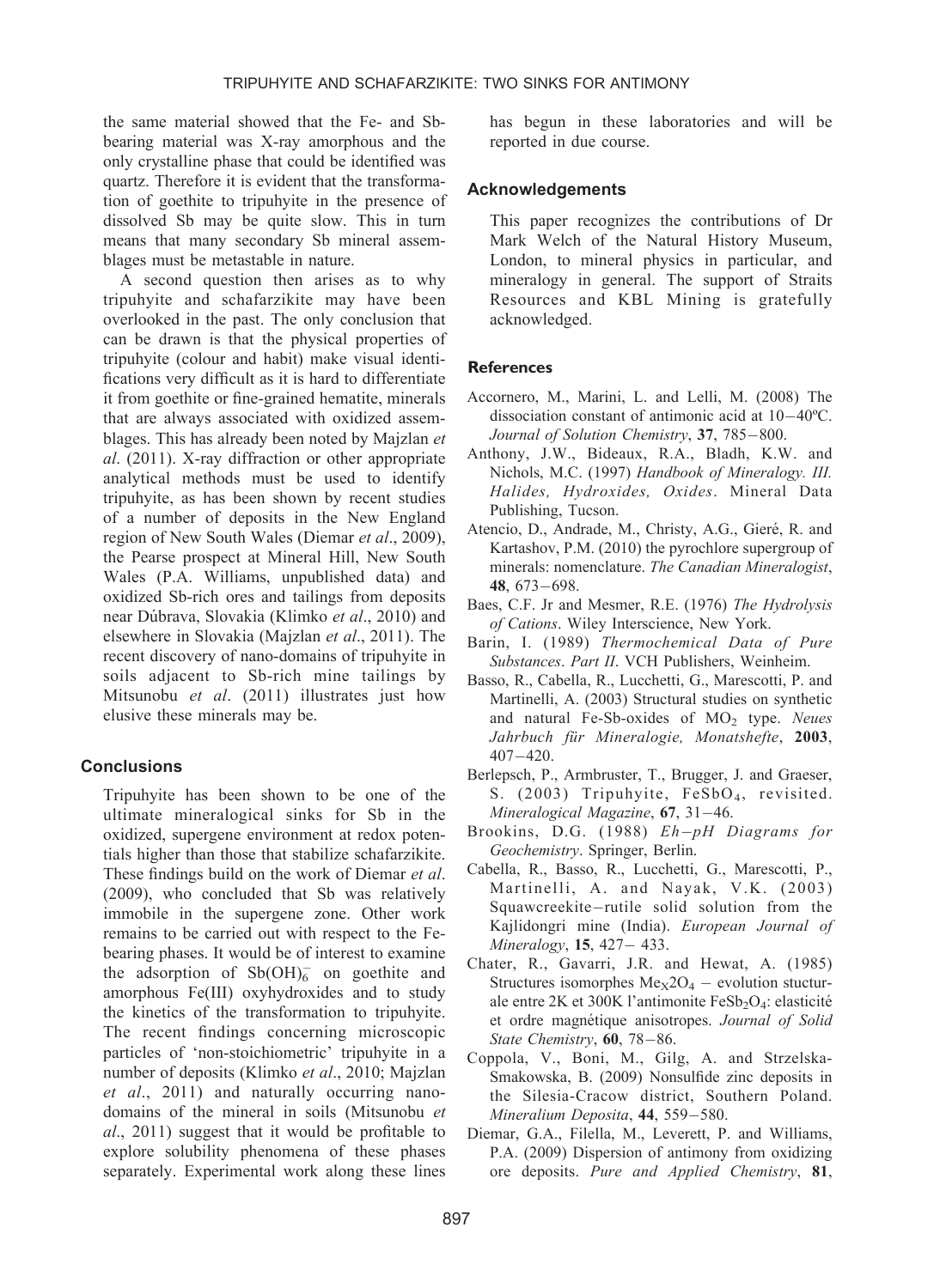the same material showed that the Fe- and Sb-bearing material was X-ray amorphous and the only crystalline phase that could be identified was quartz. Therefore it is evident that the transformation of goethite to tripuhyite in the presence of dissolved Sb may be quite slow. This in turn means that many secondary Sb mineral assemblages must be metastable in nature.

A second question then arises as to why tripuhyite and schafarzikite may have been overlooked in the past. The only conclusion that can be drawn is that the physical properties of tripuhyite (colour and habit) make visual identifications very difficult as it is hard to differentiate it from goethite or fine-grained hematite, minerals that are always associated with oxidized assemblages. This has already been noted by Majzlan *et al*. (2011). X-ray diffraction or other appropriate analytical methods must be used to identify tripuhyite, as has been shown by recent studies of a number of deposits in the New England region of New South Wales (Diemar *et al*., 2009), the Pearse prospect at Mineral Hill, New South Wales (P.A. Williams, unpublished data) and oxidized Sb-rich ores and tailings from deposits near Dúbrava, Slovakia (Klimko *et al*., 2010) and elsewhere in Slovakia (Majzlan *et al*., 2011). The recent discovery of nano-domains of tripuhyite in soils adjacent to Sb-rich mine tailings by Mitsunobu *et al*. (2011) illustrates just how elusive these minerals may be.

## Conclusions

Tripuhyite has been shown to be one of the ultimate mineralogical sinks for Sb in the oxidized, supergene environment at redox potentials higher than those that stabilize schafarzikite. These findings build on the work of Diemar *et al*. (2009), who concluded that Sb was relatively immobile in the supergene zone. Other work remains to be carried out with respect to the Fe-bearing phases. It would be of interest to examine the adsorption of $Sb(OH)_6^-$ on goethite and amorphous Fe(III) oxyhydroxides and to study the kinetics of the transformation to tripuhyite. The recent findings concerning microscopic particles of 'non-stoichiometric' tripuhyite in a number of deposits (Klimko *et al*., 2010; Majzlan *et al*., 2011) and naturally occurring nano-domains of the mineral in soils (Mitsunobu *et al*., 2011) suggest that it would be profitable to explore solubility phenomena of these phases separately. Experimental work along these lines has begun in these laboratories and will be reported in due course.

## Acknowledgements

This paper recognizes the contributions of Dr Mark Welch of the Natural History Museum, London, to mineral physics in particular, and mineralogy in general. The support of Straits Resources and KBL Mining is gratefully acknowledged.

## References

Accornero, M., Marini, L. and Lelli, M. (2008) The dissociation constant of antimonic acid at 10–40ºC. *Journal of Solution Chemistry*, **37**, 785–800.

Anthony, J.W., Bideaux, R.A., Bladh, K.W. and Nichols, M.C. (1997) *Handbook of Mineralogy. III. Halides, Hydroxides, Oxides*. Mineral Data Publishing, Tucson.

Atencio, D., Andrade, M., Christy, A.G., Gieré, R. and Kartashov, P.M. (2010) the pyrochlore supergroup of minerals: nomenclature. *The Canadian Mineralogist*, **48**, 673–698.

Baes, C.F. Jr and Mesmer, R.E. (1976) *The Hydrolysis of Cations*. Wiley Interscience, New York.

Barin, I. (1989) *Thermochemical Data of Pure Substances. Part II*. VCH Publishers, Weinheim.

Basso, R., Cabella, R., Lucchetti, G., Marescotti, P. and Martinelli, A. (2003) Structural studies on synthetic and natural Fe-Sb-oxides of $MO_2$ type. *Neues Jahrbuch für Mineralogie, Monatshefte*, **2003**, 407–420.

Berlepsch, P., Armbruster, T., Brugger, J. and Graeser, S. (2003) Tripuhyite, $FeSbO_4$, revisited. *Mineralogical Magazine*, **67**, 31–46.

Brookins, D.G. (1988) *Eh–pH Diagrams for Geochemistry*. Springer, Berlin.

Cabella, R., Basso, R., Lucchetti, G., Marescotti, P., Martinelli, A. and Nayak, V.K. (2003) Squawcreekite–rutile solid solution from the Kajlidongri mine (India). *European Journal of Mineralogy*, **15**, 427– 433.

Chater, R., Gavarri, J.R. and Hewat, A. (1985) Structures isomorphes $Me_X2O_4$ – evolution stucturale entre 2K et 300K l'antimonite $FeSb_2O_4$: elasticité et ordre magnétique anisotropes. *Journal of Solid State Chemistry*, **60**, 78–86.

Coppola, V., Boni, M., Gilg, A. and Strzelska-Smakowska, B. (2009) Nonsulfide zinc deposits in the Silesia-Cracow district, Southern Poland. *Mineralium Deposita*, **44**, 559–580.

Diemar, G.A., Filella, M., Leverett, P. and Williams, P.A. (2009) Dispersion of antimony from oxidizing ore deposits. *Pure and Applied Chemistry*, **81**,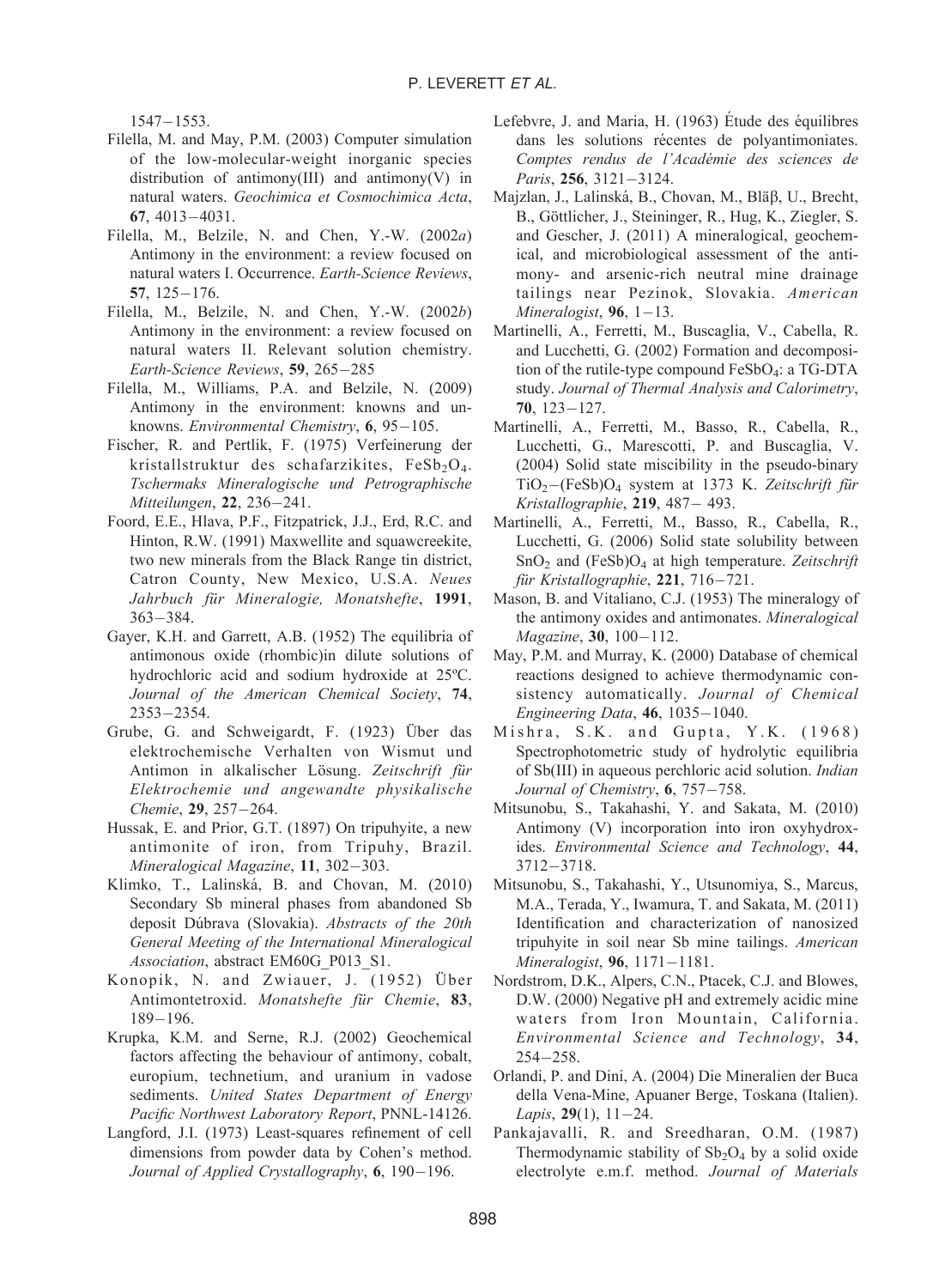1547−1553.

Filella, M. and May, P.M. (2003) Computer simulation of the low-molecular-weight inorganic species distribution of antimony(III) and antimony(V) in natural waters. *Geochimica et Cosmochimica Acta*, **67**, 4013−4031.

Filella, M., Belzile, N. and Chen, Y.-W. (2002*a*) Antimony in the environment: a review focused on natural waters I. Occurrence. *Earth-Science Reviews*, **57**, 125−176.

Filella, M., Belzile, N. and Chen, Y.-W. (2002*b*) Antimony in the environment: a review focused on natural waters II. Relevant solution chemistry. *Earth-Science Reviews*, **59**, 265−285

Filella, M., Williams, P.A. and Belzile, N. (2009) Antimony in the environment: knowns and unknowns. *Environmental Chemistry*, **6**, 95−105.

Fischer, R. and Pertlik, F. (1975) Verfeinerung der kristallstruktur des schafarzikites, $FeSb_2O_4$. *Tschermaks Mineralogische und Petrographische Mitteilungen*, **22**, 236−241.

Foord, E.E., Hlava, P.F., Fitzpatrick, J.J., Erd, R.C. and Hinton, R.W. (1991) Maxwellite and squawcreekite, two new minerals from the Black Range tin district, Catron County, New Mexico, U.S.A. *Neues Jahrbuch für Mineralogie, Monatshefte*, **1991**, 363−384.

Gayer, K.H. and Garrett, A.B. (1952) The equilibria of antimonous oxide (rhombic)in dilute solutions of hydrochloric acid and sodium hydroxide at 25ºC. *Journal of the American Chemical Society*, **74**, 2353−2354.

Grube, G. and Schweigardt, F. (1923) Über das elektrochemische Verhalten von Wismut und Antimon in alkalischer Lösung. *Zeitschrift für Elektrochemie und angewandte physikalische Chemie*, **29**, 257−264.

Hussak, E. and Prior, G.T. (1897) On tripuhyite, a new antimonite of iron, from Tripuhy, Brazil. *Mineralogical Magazine*, **11**, 302−303.

Klimko, T., Lalinská, B. and Chovan, M. (2010) Secondary Sb mineral phases from abandoned Sb deposit Dúbrava (Slovakia). *Abstracts of the 20th General Meeting of the International Mineralogical Association*, abstract EM60G_P013_S1.

Konopik, N. and Zwiauer, J. (1952) Über Antimontetroxid. *Monatshefte für Chemie*, **83**, 189−196.

Krupka, K.M. and Serne, R.J. (2002) Geochemical factors affecting the behaviour of antimony, cobalt, europium, technetium, and uranium in vadose sediments. *United States Department of Energy Pacific Northwest Laboratory Report*, PNNL-14126.

Langford, J.I. (1973) Least-squares refinement of cell dimensions from powder data by Cohen's method. *Journal of Applied Crystallography*, **6**, 190−196.

Lefebvre, J. and Maria, H. (1963) Étude des équilibres dans les solutions récentes de polyantimoniates. *Comptes rendus de l'Académie des sciences de Paris*, **256**, 3121−3124.

Majzlan, J., Lalinská, B., Chovan, M., Bläβ, U., Brecht, B., Göttlicher, J., Steininger, R., Hug, K., Ziegler, S. and Gescher, J. (2011) A mineralogical, geochemical, and microbiological assessment of the antimony- and arsenic-rich neutral mine drainage tailings near Pezinok, Slovakia. *American Mineralogist*, **96**, 1−13.

Martinelli, A., Ferretti, M., Buscaglia, V., Cabella, R. and Lucchetti, G. (2002) Formation and decomposition of the rutile-type compound $FeSbO_4$: a TG-DTA study. *Journal of Thermal Analysis and Calorimetry*, **70**, 123−127.

Martinelli, A., Ferretti, M., Basso, R., Cabella, R., Lucchetti, G., Marescotti, P. and Buscaglia, V. (2004) Solid state miscibility in the pseudo-binary $TiO_2$−$(FeSb)O_4$ system at 1373 K. *Zeitschrift für Kristallographie*, **219**, 487− 493.

Martinelli, A., Ferretti, M., Basso, R., Cabella, R., Lucchetti, G. (2006) Solid state solubility between $SnO_2$ and $(FeSb)O_4$ at high temperature. *Zeitschrift für Kristallographie*, **221**, 716−721.

Mason, B. and Vitaliano, C.J. (1953) The mineralogy of the antimony oxides and antimonates. *Mineralogical Magazine*, **30**, 100−112.

May, P.M. and Murray, K. (2000) Database of chemical reactions designed to achieve thermodynamic consistency automatically. *Journal of Chemical Engineering Data*, **46**, 1035−1040.

Mishra, S.K. and Gupta, Y.K. (1968) Spectrophotometric study of hydrolytic equilibria of Sb(III) in aqueous perchloric acid solution. *Indian Journal of Chemistry*, **6**, 757−758.

Mitsunobu, S., Takahashi, Y. and Sakata, M. (2010) Antimony (V) incorporation into iron oxyhydroxides. *Environmental Science and Technology*, **44**, 3712−3718.

Mitsunobu, S., Takahashi, Y., Utsunomiya, S., Marcus, M.A., Terada, Y., Iwamura, T. and Sakata, M. (2011) Identification and characterization of nanosized tripuhyite in soil near Sb mine tailings. *American Mineralogist*, **96**, 1171−1181.

Nordstrom, D.K., Alpers, C.N., Ptacek, C.J. and Blowes, D.W. (2000) Negative pH and extremely acidic mine waters from Iron Mountain, California. *Environmental Science and Technology*, **34**, 254−258.

Orlandi, P. and Dini, A. (2004) Die Mineralien der Buca della Vena-Mine, Apuaner Berge, Toskana (Italien). *Lapis*, **29**(1), 11−24.

Pankajavalli, R. and Sreedharan, O.M. (1987) Thermodynamic stability of $Sb_2O_4$ by a solid oxide electrolyte e.m.f. method. *Journal of Materials*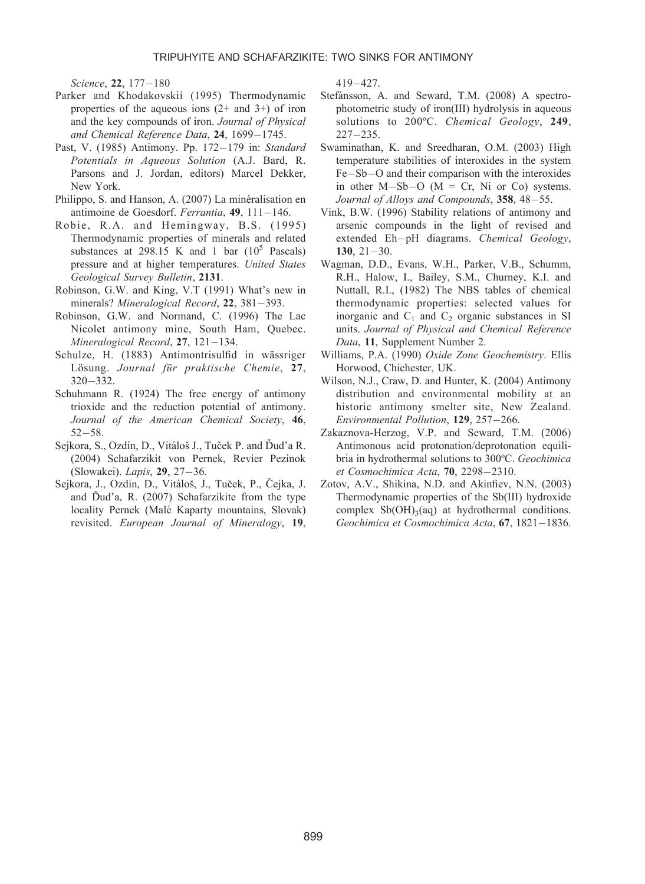*Science*, **22**, 177–180

Parker and Khodakovskii (1995) Thermodynamic properties of the aqueous ions (2+ and 3+) of iron and the key compounds of iron. *Journal of Physical and Chemical Reference Data*, **24**, 1699–1745.

Past, V. (1985) Antimony. Pp. 172–179 in: *Standard Potentials in Aqueous Solution* (A.J. Bard, R. Parsons and J. Jordan, editors) Marcel Dekker, New York.

Philippo, S. and Hanson, A. (2007) La minéralisation en antimoine de Goesdorf. *Ferrantia*, **49**, 111–146.

Robie, R.A. and Hemingway, B.S. (1995) Thermodynamic properties of minerals and related substances at 298.15 K and 1 bar ($10^5$ Pascals) pressure and at higher temperatures. *United States Geological Survey Bulletin*, **2131**.

Robinson, G.W. and King, V.T (1991) What's new in minerals? *Mineralogical Record*, **22**, 381–393.

Robinson, G.W. and Normand, C. (1996) The Lac Nicolet antimony mine, South Ham, Quebec. *Mineralogical Record*, **27**, 121–134.

Schulze, H. (1883) Antimontrisulfid in wässriger Lösung. *Journal für praktische Chemie*, **27**, 320–332.

Schuhmann R. (1924) The free energy of antimony trioxide and the reduction potential of antimony. *Journal of the American Chemical Society*, **46**, 52–58.

Sejkora, S., Ozdín, D., Vitáloš J., Tuček P. and Ďud'a R. (2004) Schafarzikit von Pernek, Revier Pezinok (Slowakei). *Lapis*, **29**, 27–36.

Sejkora, J., Ozdin, D., Vitáloš, J., Tuček, P., Čejka, J. and Ďud'a, R. (2007) Schafarzikite from the type locality Pernek (Malé Kaparty mountains, Slovak) revisited. *European Journal of Mineralogy*, **19**, 419–427.

Stefánsson, A. and Seward, T.M. (2008) A spectrophotometric study of iron(III) hydrolysis in aqueous solutions to 200ºC. *Chemical Geology*, **249**, 227–235.

Swaminathan, K. and Sreedharan, O.M. (2003) High temperature stabilities of interoxides in the system Fe–Sb–O and their comparison with the interoxides in other M–Sb–O (M = Cr, Ni or Co) systems. *Journal of Alloys and Compounds*, **358**, 48–55.

Vink, B.W. (1996) Stability relations of antimony and arsenic compounds in the light of revised and extended Eh–pH diagrams. *Chemical Geology*, **130**, 21–30.

Wagman, D.D., Evans, W.H., Parker, V.B., Schumm, R.H., Halow, I., Bailey, S.M., Churney, K.I. and Nuttall, R.I., (1982) The NBS tables of chemical thermodynamic properties: selected values for inorganic and $C_1$ and $C_2$ organic substances in SI units. *Journal of Physical and Chemical Reference Data*, **11**, Supplement Number 2.

Williams, P.A. (1990) *Oxide Zone Geochemistry*. Ellis Horwood, Chichester, UK.

Wilson, N.J., Craw, D. and Hunter, K. (2004) Antimony distribution and environmental mobility at an historic antimony smelter site, New Zealand. *Environmental Pollution*, **129**, 257–266.

Zakaznova-Herzog, V.P. and Seward, T.M. (2006) Antimonous acid protonation/deprotonation equilibria in hydrothermal solutions to 300ºC. *Geochimica et Cosmochimica Acta*, **70**, 2298–2310.

Zotov, A.V., Shikina, N.D. and Akinfiev, N.N. (2003) Thermodynamic properties of the Sb(III) hydroxide complex $Sb(OH)_3$(aq) at hydrothermal conditions. *Geochimica et Cosmochimica Acta*, **67**, 1821–1836.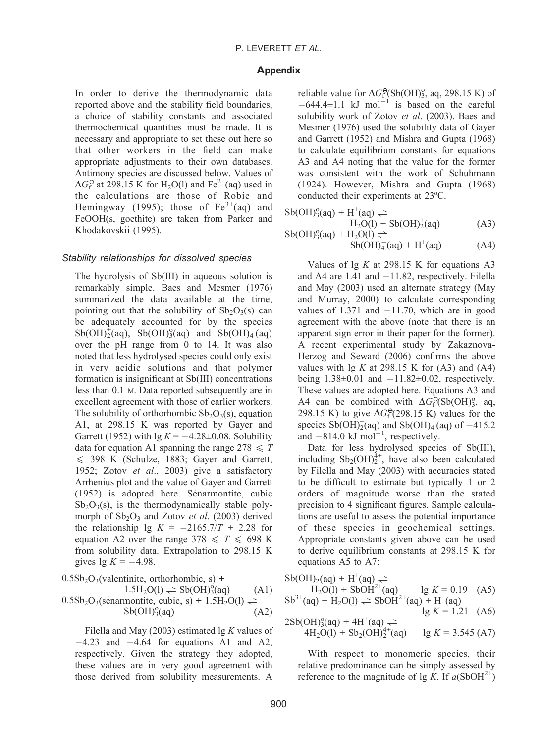## Appendix

In order to derive the thermodynamic data reported above and the stability field boundaries, a choice of stability constants and associated thermochemical quantities must be made. It is necessary and appropriate to set these out here so that other workers in the field can make appropriate adjustments to their own databases. Antimony species are discussed below. Values of $\Delta G_f^\ominus$ at 298.15 K for $H_2O$(l) and $Fe^{2+}$(aq) used in the calculations are those of Robie and Hemingway (1995); those of $Fe^{3+}$(aq) and FeOOH(s, goethite) are taken from Parker and Khodakovskii (1995).

### *Stability relationships for dissolved species*

The hydrolysis of Sb(III) in aqueous solution is remarkably simple. Baes and Mesmer (1976) summarized the data available at the time, pointing out that the solubility of $Sb_2O_3$(s) can be adequately accounted for by the species $Sb(OH)_2^+$(aq), $Sb(OH)_3^o$(aq) and $Sb(OH)_4^-$(aq) over the pH range from 0 to 14. It was also noted that less hydrolysed species could only exist in very acidic solutions and that polymer formation is insignificant at Sb(III) concentrations less than 0.1 M. Data reported subsequently are in excellent agreement with those of earlier workers. The solubility of orthorhombic $Sb_2O_3$(s), equation A1, at 298.15 K was reported by Gayer and Garrett (1952) with lg $K = -4.28\pm0.08$. Solubility data for equation A1 spanning the range $278 \leqslant T \leqslant 398$ K (Schulze, 1883; Gayer and Garrett, 1952; Zotov *et al*., 2003) give a satisfactory Arrhenius plot and the value of Gayer and Garrett (1952) is adopted here. Sénarmontite, cubic $Sb_2O_3$(s), is the thermodynamically stable polymorph of $Sb_2O_3$ and Zotov *et al*. (2003) derived the relationship lg $K = -2165.7/T + 2.28$ for equation A2 over the range $378 \leqslant T \leqslant 698$ K from solubility data. Extrapolation to 298.15 K gives lg $K = -4.98$.

$$0.5Sb_2O_3(\text{valentinite, orthorhombic, s}) + 1.5H_2O(l) \rightleftharpoons Sb(OH)_3^o(aq) \quad (A1)$$

$$0.5Sb_2O_3(\text{sénarmontite, cubic, s}) + 1.5H_2O(l) \rightleftharpoons Sb(OH)_3^o(aq) \quad (A2)$$

Filella and May (2003) estimated lg $K$ values of $-4.23$ and $-4.64$ for equations A1 and A2, respectively. Given the strategy they adopted, these values are in very good agreement with those derived from solubility measurements. A reliable value for $\Delta G_f^\ominus(Sb(OH)_3^o$, aq, 298.15 K) of $-644.4\pm1.1$ kJ mol$^{-1}$ is based on the careful solubility work of Zotov *et al*. (2003). Baes and Mesmer (1976) used the solubility data of Gayer and Garrett (1952) and Mishra and Gupta (1968) to calculate equilibrium constants for equations A3 and A4 noting that the value for the former was consistent with the work of Schuhmann (1924). However, Mishra and Gupta (1968) conducted their experiments at 23ºC.

$$Sb(OH)_3^o(aq) + H^+(aq) \rightleftharpoons H_2O(l) + Sb(OH)_2^+(aq) \quad (A3)$$

$$Sb(OH)_3^o(aq) + H_2O(l) \rightleftharpoons Sb(OH)_4^-(aq) + H^+(aq) \quad (A4)$$

Values of lg $K$ at 298.15 K for equations A3 and A4 are 1.41 and $-11.82$, respectively. Filella and May (2003) used an alternate strategy (May and Murray, 2000) to calculate corresponding values of 1.371 and $-11.70$, which are in good agreement with the above (note that there is an apparent sign error in their paper for the former). A recent experimental study by Zakaznova-Herzog and Seward (2006) confirms the above values with lg $K$ at 298.15 K for (A3) and (A4) being $1.38\pm0.01$ and $-11.82\pm0.02$, respectively. These values are adopted here. Equations A3 and A4 can be combined with $\Delta G_f^\ominus(Sb(OH)_3^o$, aq, 298.15 K) to give $\Delta G_f^\ominus$(298.15 K) values for the species $Sb(OH)_2^+$(aq) and $Sb(OH)_4^-$(aq) of $-415.2$ and $-814.0$ kJ mol$^{-1}$, respectively.

Data for less hydrolysed species of Sb(III), including $Sb_2(OH)_2^{4+}$, have also been calculated by Filella and May (2003) with accuracies stated to be difficult to estimate but typically 1 or 2 orders of magnitude worse than the stated precision to 4 significant figures. Sample calculations are useful to assess the potential importance of these species in geochemical settings. Appropriate constants given above can be used to derive equilibrium constants at 298.15 K for equations A5 to A7:

$$Sb(OH)_2^+(aq) + H^+(aq) \rightleftharpoons H_2O(l) + SbOH^{2+}(aq) \qquad \lg K = 0.19 \quad (A5)$$

$$Sb^{3+}(aq) + H_2O(l) \rightleftharpoons SbOH^{2+}(aq) + H^+(aq) \qquad \lg K = 1.21 \quad (A6)$$

$$2Sb(OH)_3^o(aq) + 4H^+(aq) \rightleftharpoons 4H_2O(l) + Sb_2(OH)_2^{4+}(aq) \qquad \lg K = 3.545 \quad (A7)$$

With respect to monomeric species, their relative predominance can be simply assessed by reference to the magnitude of lg $K$. If $a(SbOH^{2+})$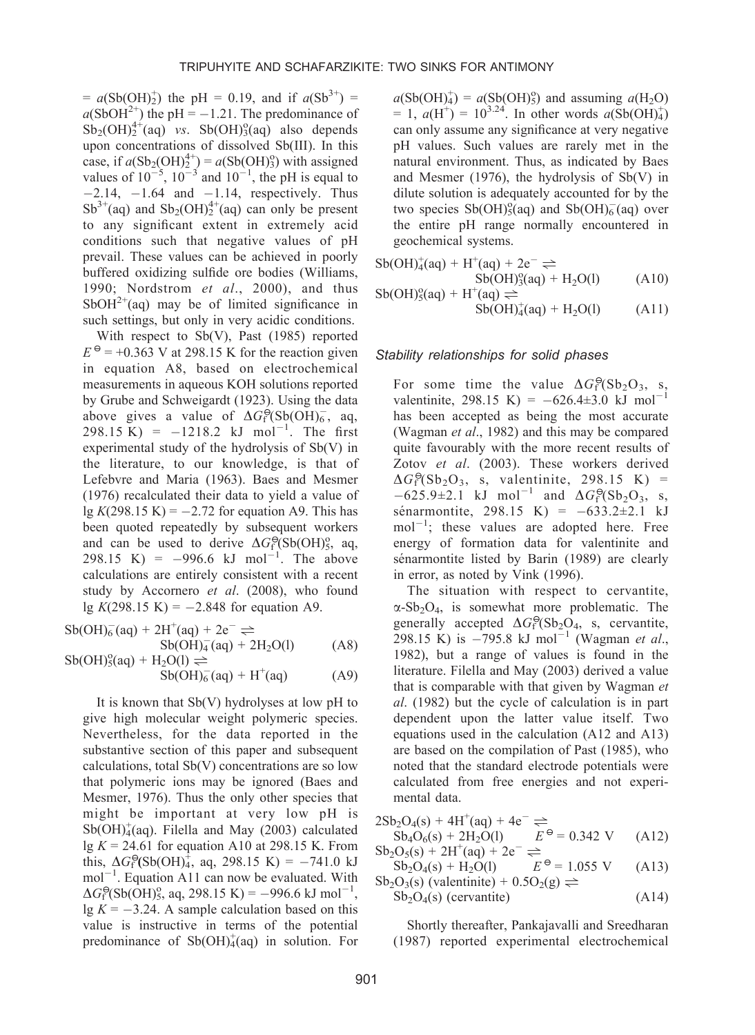= $a(Sb(OH)_2^+)$ the pH = 0.19, and if $a(Sb^{3+})$ = $a(SbOH^{2+})$ the pH = −1.21. The predominance of $Sb_2(OH)_2^{4+}$(aq) *vs*. $Sb(OH)_3^o$(aq) also depends upon concentrations of dissolved Sb(III). In this case, if $a(Sb_2(OH)_2^{4+})$ = $a(Sb(OH)_3^o)$ with assigned values of $10^{-5}$, $10^{-3}$ and $10^{-1}$, the pH is equal to −2.14, −1.64 and −1.14, respectively. Thus $Sb^{3+}$(aq) and $Sb_2(OH)_2^{4+}$(aq) can only be present to any significant extent in extremely acid conditions such that negative values of pH prevail. These values can be achieved in poorly buffered oxidizing sulfide ore bodies (Williams, 1990; Nordstrom *et al*., 2000), and thus $SbOH^{2+}$(aq) may be of limited significance in such settings, but only in very acidic conditions.

With respect to Sb(V), Past (1985) reported $E^{\ominus}$ = +0.363 V at 298.15 K for the reaction given in equation A8, based on electrochemical measurements in aqueous KOH solutions reported by Grube and Schweigardt (1923). Using the data above gives a value of $\Delta G_f^{\ominus}(Sb(OH)_6^-$, aq, 298.15 K) = −1218.2 kJ $mol^{-1}$. The first experimental study of the hydrolysis of Sb(V) in the literature, to our knowledge, is that of Lefebvre and Maria (1963). Baes and Mesmer (1976) recalculated their data to yield a value of lg $K$(298.15 K) = −2.72 for equation A9. This has been quoted repeatedly by subsequent workers and can be used to derive $\Delta G_f^{\ominus}(Sb(OH)_5^o$, aq, 298.15 K) = −996.6 kJ $mol^{-1}$. The above calculations are entirely consistent with a recent study by Accornero *et al*. (2008), who found lg $K$(298.15 K) = −2.848 for equation A9.

$$Sb(OH)_6^-(aq) + 2H^+(aq) + 2e^- \rightleftharpoons Sb(OH)_4^-(aq) + 2H_2O(l) \quad (A8)$$

$$Sb(OH)_5^o(aq) + H_2O(l) \rightleftharpoons Sb(OH)_6^-(aq) + H^+(aq) \quad (A9)$$

It is known that Sb(V) hydrolyses at low pH to give high molecular weight polymeric species. Nevertheless, for the data reported in the substantive section of this paper and subsequent calculations, total Sb(V) concentrations are so low that polymeric ions may be ignored (Baes and Mesmer, 1976). Thus the only other species that might be important at very low pH is $Sb(OH)_4^+$(aq). Filella and May (2003) calculated lg $K$ = 24.61 for equation A10 at 298.15 K. From this, $\Delta G_f^{\ominus}(Sb(OH)_4^+$, aq, 298.15 K) = −741.0 kJ $mol^{-1}$. Equation A11 can now be evaluated. With $\Delta G_f^{\ominus}(Sb(OH)_5^o$, aq, 298.15 K) = −996.6 kJ $mol^{-1}$, lg $K$ = −3.24. A sample calculation based on this value is instructive in terms of the potential predominance of $Sb(OH)_4^+$(aq) in solution. For $a(Sb(OH)_4^+)$ = $a(Sb(OH)_5^o)$ and assuming $a(H_2O)$ = 1, $a(H^+)$ = $10^{3.24}$. In other words $a(Sb(OH)_4^+)$ can only assume any significance at very negative pH values. Such values are rarely met in the natural environment. Thus, as indicated by Baes and Mesmer (1976), the hydrolysis of Sb(V) in dilute solution is adequately accounted for by the two species $Sb(OH)_5^o$(aq) and $Sb(OH)_6^-$(aq) over the entire pH range normally encountered in geochemical systems.

$$Sb(OH)_4^+(aq) + H^+(aq) + 2e^- \rightleftharpoons Sb(OH)_3^o(aq) + H_2O(l) \quad (A10)$$

$$Sb(OH)_5^o(aq) + H^+(aq) \rightleftharpoons Sb(OH)_4^+(aq) + H_2O(l) \quad (A11)$$

### *Stability relationships for solid phases*

For some time the value $\Delta G_f^{\ominus}(Sb_2O_3$, s, valentinite, 298.15 K) = −626.4±3.0 kJ $mol^{-1}$ has been accepted as being the most accurate (Wagman *et al*., 1982) and this may be compared quite favourably with the more recent results of Zotov *et al*. (2003). These workers derived $\Delta G_f^{\ominus}(Sb_2O_3$, s, valentinite, 298.15 K) = −625.9±2.1 kJ $mol^{-1}$ and $\Delta G_f^{\ominus}(Sb_2O_3$, s, sénarmontite, 298.15 K) = −633.2±2.1 kJ $mol^{-1}$; these values are adopted here. Free energy of formation data for valentinite and sénarmontite listed by Barin (1989) are clearly in error, as noted by Vink (1996).

The situation with respect to cervantite, α-$Sb_2O_4$, is somewhat more problematic. The generally accepted $\Delta G_f^{\ominus}(Sb_2O_4$, s, cervantite, 298.15 K) is −795.8 kJ $mol^{-1}$ (Wagman *et al*., 1982), but a range of values is found in the literature. Filella and May (2003) derived a value that is comparable with that given by Wagman *et al*. (1982) but the cycle of calculation is in part dependent upon the latter value itself. Two equations used in the calculation (A12 and A13) are based on the compilation of Past (1985), who noted that the standard electrode potentials were calculated from free energies and not experimental data.

$$2Sb_2O_4(s) + 4H^+(aq) + 4e^- \rightleftharpoons Sb_4O_6(s) + 2H_2O(l) \qquad E^{\ominus} = 0.342 \text{ V} \quad (A12)$$

$$Sb_2O_5(s) + 2H^+(aq) + 2e^- \rightleftharpoons Sb_2O_4(s) + H_2O(l) \qquad E^{\ominus} = 1.055 \text{ V} \quad (A13)$$

$$Sb_2O_3(s) \text{ (valentinite)} + 0.5O_2(g) \rightleftharpoons Sb_2O_4(s) \text{ (cervantite)} \quad (A14)$$

Shortly thereafter, Pankajavalli and Sreedharan (1987) reported experimental electrochemical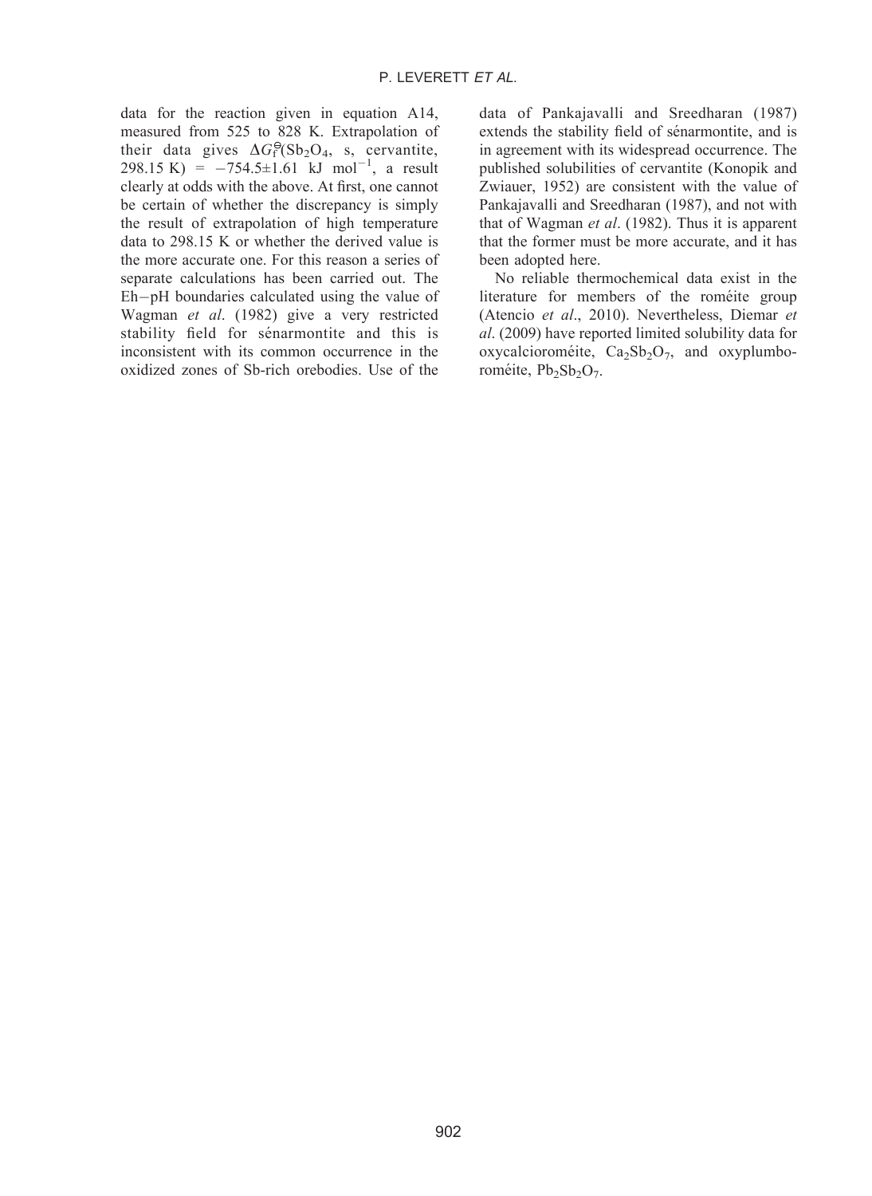data for the reaction given in equation A14, measured from 525 to 828 K. Extrapolation of their data gives $\Delta G_f^\ominus(Sb_2O_4$, s, cervantite, 298.15 K) = $-754.5\pm1.61$ kJ mol$^{-1}$, a result clearly at odds with the above. At first, one cannot be certain of whether the discrepancy is simply the result of extrapolation of high temperature data to 298.15 K or whether the derived value is the more accurate one. For this reason a series of separate calculations has been carried out. The Eh−pH boundaries calculated using the value of Wagman *et al*. (1982) give a very restricted stability field for sénarmontite and this is inconsistent with its common occurrence in the oxidized zones of Sb-rich orebodies. Use of the data of Pankajavalli and Sreedharan (1987) extends the stability field of sénarmontite, and is in agreement with its widespread occurrence. The published solubilities of cervantite (Konopik and Zwiauer, 1952) are consistent with the value of Pankajavalli and Sreedharan (1987), and not with that of Wagman *et al*. (1982). Thus it is apparent that the former must be more accurate, and it has been adopted here.

No reliable thermochemical data exist in the literature for members of the roméite group (Atencio *et al*., 2010). Nevertheless, Diemar *et al*. (2009) have reported limited solubility data for oxycalcioroméite, $Ca_2Sb_2O_7$, and oxyplumboroméite, $Pb_2Sb_2O_7$.